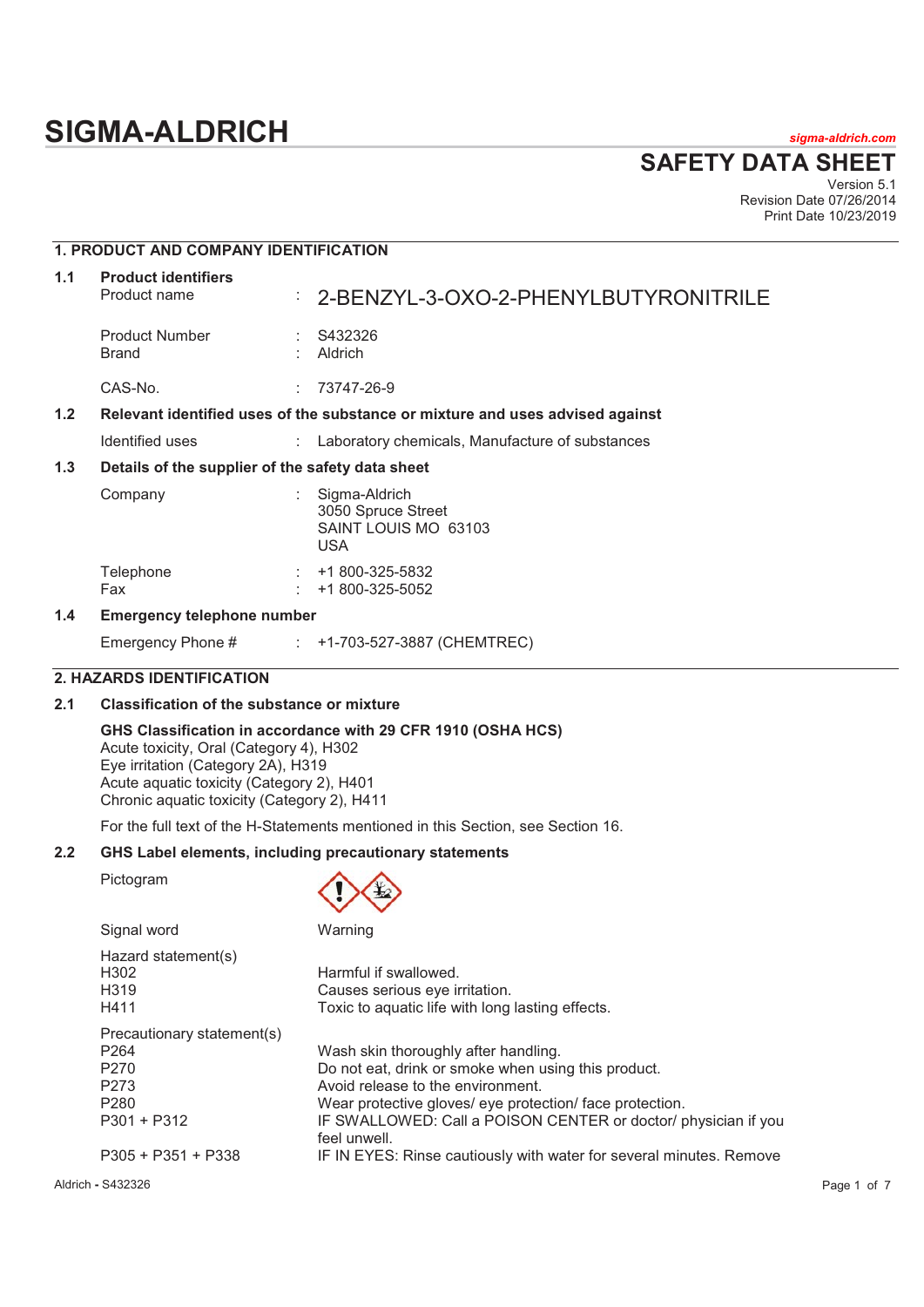# SIGMA-ALDRICH

sigma-aldrich.com

## SAFETY DATA SHEET

Version 5.1
Revision Date 07/26/2014
Print Date 10/23/2019

## 1. PRODUCT AND COMPANY IDENTIFICATION

### 1.1 Product identifiers

| | | |
|---|---|---|
| Product name | : | 2-BENZYL-3-OXO-2-PHENYLBUTYRONITRILE |
| Product Number | : | S432326 |
| Brand | : | Aldrich |
| CAS-No. | : | 73747-26-9 |

### 1.2 Relevant identified uses of the substance or mixture and uses advised against

| | | |
|---|---|---|
| Identified uses | : | Laboratory chemicals, Manufacture of substances |

### 1.3 Details of the supplier of the safety data sheet

| | | |
|---|---|---|
| Company | : | Sigma-Aldrich<br>3050 Spruce Street<br>SAINT LOUIS MO 63103<br>USA |
| Telephone | : | +1 800-325-5832 |
| Fax | : | +1 800-325-5052 |

### 1.4 Emergency telephone number

| | | |
|---|---|---|
| Emergency Phone # | : | +1-703-527-3887 (CHEMTREC) |

## 2. HAZARDS IDENTIFICATION

### 2.1 Classification of the substance or mixture

**GHS Classification in accordance with 29 CFR 1910 (OSHA HCS)**
Acute toxicity, Oral (Category 4), H302
Eye irritation (Category 2A), H319
Acute aquatic toxicity (Category 2), H401
Chronic aquatic toxicity (Category 2), H411

For the full text of the H-Statements mentioned in this Section, see Section 16.

### 2.2 GHS Label elements, including precautionary statements

Pictogram

Signal word: Warning

Hazard statement(s)

| | |
|---|---|
| H302 | Harmful if swallowed. |
| H319 | Causes serious eye irritation. |
| H411 | Toxic to aquatic life with long lasting effects. |

Precautionary statement(s)

| | |
|---|---|
| P264 | Wash skin thoroughly after handling. |
| P270 | Do not eat, drink or smoke when using this product. |
| P273 | Avoid release to the environment. |
| P280 | Wear protective gloves/ eye protection/ face protection. |
| P301 + P312 | IF SWALLOWED: Call a POISON CENTER or doctor/ physician if you feel unwell. |
| P305 + P351 + P338 | IF IN EYES: Rinse cautiously with water for several minutes. Remove |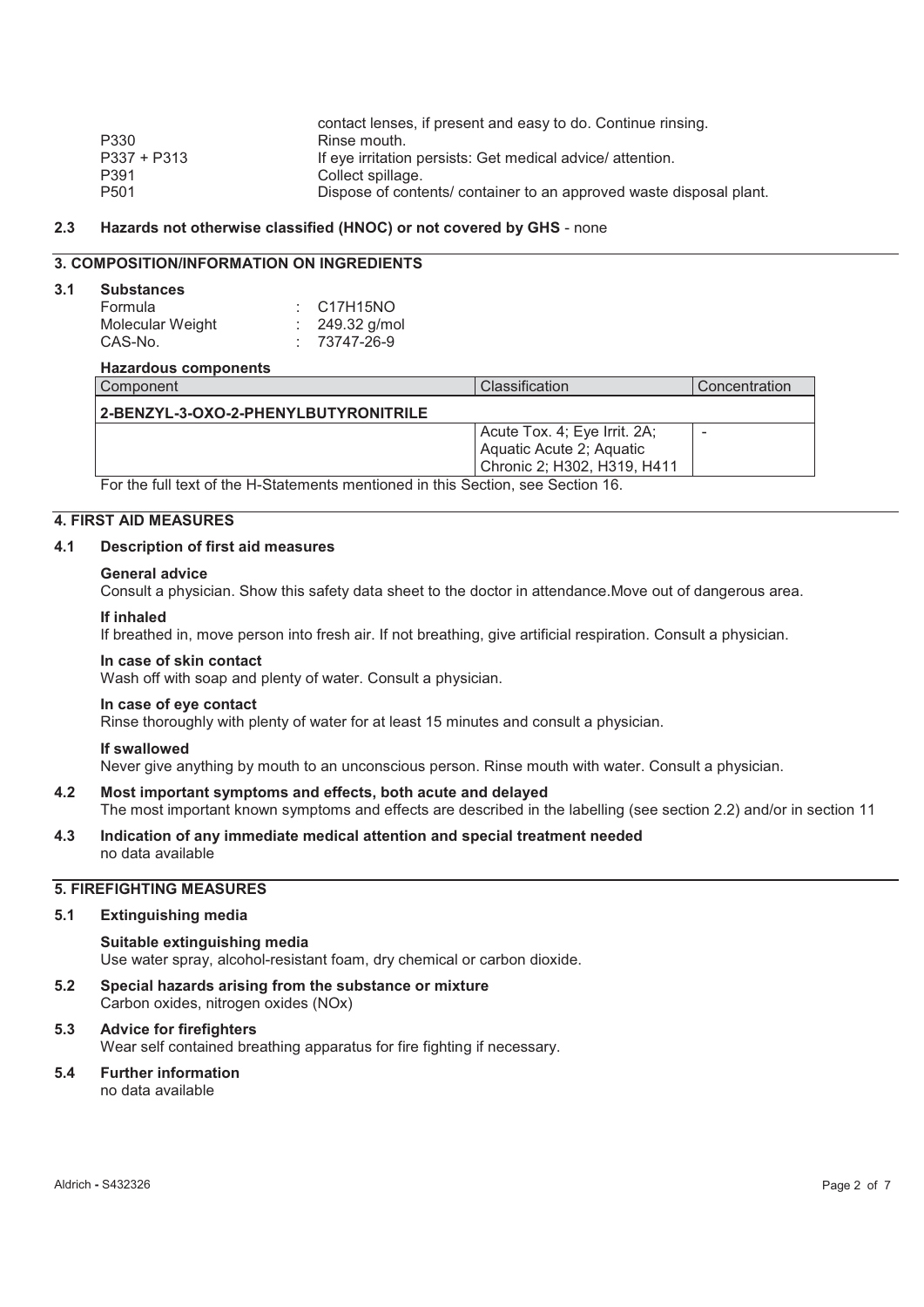| | |
|---|---|
| | contact lenses, if present and easy to do. Continue rinsing. |
| P330 | Rinse mouth. |
| P337 + P313 | If eye irritation persists: Get medical advice/ attention. |
| P391 | Collect spillage. |
| P501 | Dispose of contents/ container to an approved waste disposal plant. |

### 2.3 Hazards not otherwise classified (HNOC) or not covered by GHS - none

## 3. COMPOSITION/INFORMATION ON INGREDIENTS

### 3.1 Substances

| | |
|---|---|
| Formula | : $C_{17}H_{15}NO$ |
| Molecular Weight | : 249.32 g/mol |
| CAS-No. | : 73747-26-9 |

**Hazardous components**

| Component | Classification | Concentration |
|---|---|---|
| **2-BENZYL-3-OXO-2-PHENYLBUTYRONITRILE** | | |
| | Acute Tox. 4; Eye Irrit. 2A; Aquatic Acute 2; Aquatic Chronic 2; H302, H319, H411 | - |

For the full text of the H-Statements mentioned in this Section, see Section 16.

## 4. FIRST AID MEASURES

### 4.1 Description of first aid measures

**General advice**
Consult a physician. Show this safety data sheet to the doctor in attendance.Move out of dangerous area.

**If inhaled**
If breathed in, move person into fresh air. If not breathing, give artificial respiration. Consult a physician.

**In case of skin contact**
Wash off with soap and plenty of water. Consult a physician.

**In case of eye contact**
Rinse thoroughly with plenty of water for at least 15 minutes and consult a physician.

**If swallowed**
Never give anything by mouth to an unconscious person. Rinse mouth with water. Consult a physician.

### 4.2 Most important symptoms and effects, both acute and delayed

The most important known symptoms and effects are described in the labelling (see section 2.2) and/or in section 11

### 4.3 Indication of any immediate medical attention and special treatment needed

no data available

## 5. FIREFIGHTING MEASURES

### 5.1 Extinguishing media

**Suitable extinguishing media**
Use water spray, alcohol-resistant foam, dry chemical or carbon dioxide.

### 5.2 Special hazards arising from the substance or mixture

Carbon oxides, nitrogen oxides (NOx)

### 5.3 Advice for firefighters

Wear self contained breathing apparatus for fire fighting if necessary.

### 5.4 Further information

no data available

Aldrich - S432326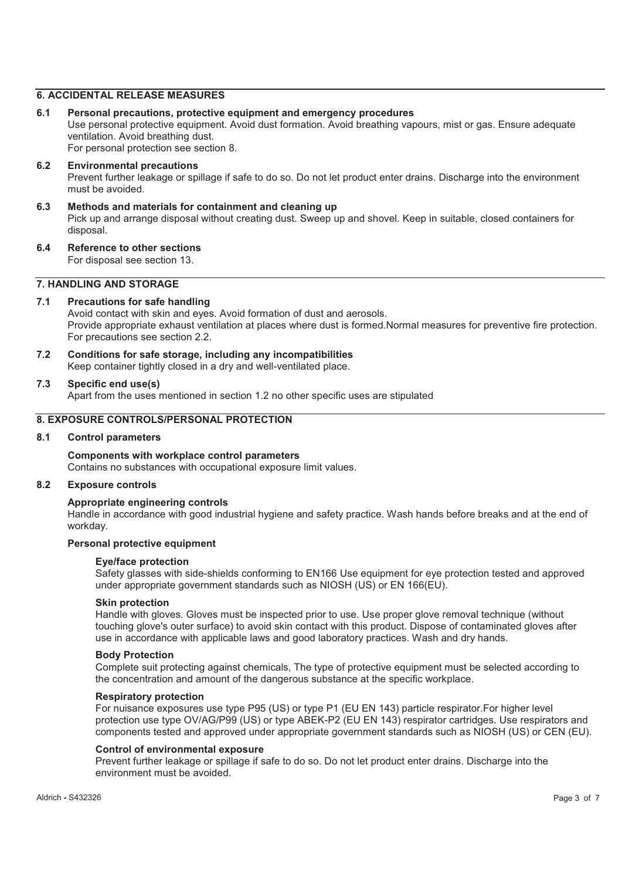## 6. ACCIDENTAL RELEASE MEASURES

### 6.1 Personal precautions, protective equipment and emergency procedures

Use personal protective equipment. Avoid dust formation. Avoid breathing vapours, mist or gas. Ensure adequate ventilation. Avoid breathing dust.
For personal protection see section 8.

### 6.2 Environmental precautions

Prevent further leakage or spillage if safe to do so. Do not let product enter drains. Discharge into the environment must be avoided.

### 6.3 Methods and materials for containment and cleaning up

Pick up and arrange disposal without creating dust. Sweep up and shovel. Keep in suitable, closed containers for disposal.

### 6.4 Reference to other sections

For disposal see section 13.

## 7. HANDLING AND STORAGE

### 7.1 Precautions for safe handling

Avoid contact with skin and eyes. Avoid formation of dust and aerosols.
Provide appropriate exhaust ventilation at places where dust is formed.Normal measures for preventive fire protection.
For precautions see section 2.2.

### 7.2 Conditions for safe storage, including any incompatibilities

Keep container tightly closed in a dry and well-ventilated place.

### 7.3 Specific end use(s)

Apart from the uses mentioned in section 1.2 no other specific uses are stipulated

## 8. EXPOSURE CONTROLS/PERSONAL PROTECTION

### 8.1 Control parameters

**Components with workplace control parameters**
Contains no substances with occupational exposure limit values.

### 8.2 Exposure controls

**Appropriate engineering controls**
Handle in accordance with good industrial hygiene and safety practice. Wash hands before breaks and at the end of workday.

**Personal protective equipment**

**Eye/face protection**
Safety glasses with side-shields conforming to EN166 Use equipment for eye protection tested and approved under appropriate government standards such as NIOSH (US) or EN 166(EU).

**Skin protection**
Handle with gloves. Gloves must be inspected prior to use. Use proper glove removal technique (without touching glove's outer surface) to avoid skin contact with this product. Dispose of contaminated gloves after use in accordance with applicable laws and good laboratory practices. Wash and dry hands.

**Body Protection**
Complete suit protecting against chemicals, The type of protective equipment must be selected according to the concentration and amount of the dangerous substance at the specific workplace.

**Respiratory protection**
For nuisance exposures use type P95 (US) or type P1 (EU EN 143) particle respirator.For higher level protection use type OV/AG/P99 (US) or type ABEK-P2 (EU EN 143) respirator cartridges. Use respirators and components tested and approved under appropriate government standards such as NIOSH (US) or CEN (EU).

**Control of environmental exposure**
Prevent further leakage or spillage if safe to do so. Do not let product enter drains. Discharge into the environment must be avoided.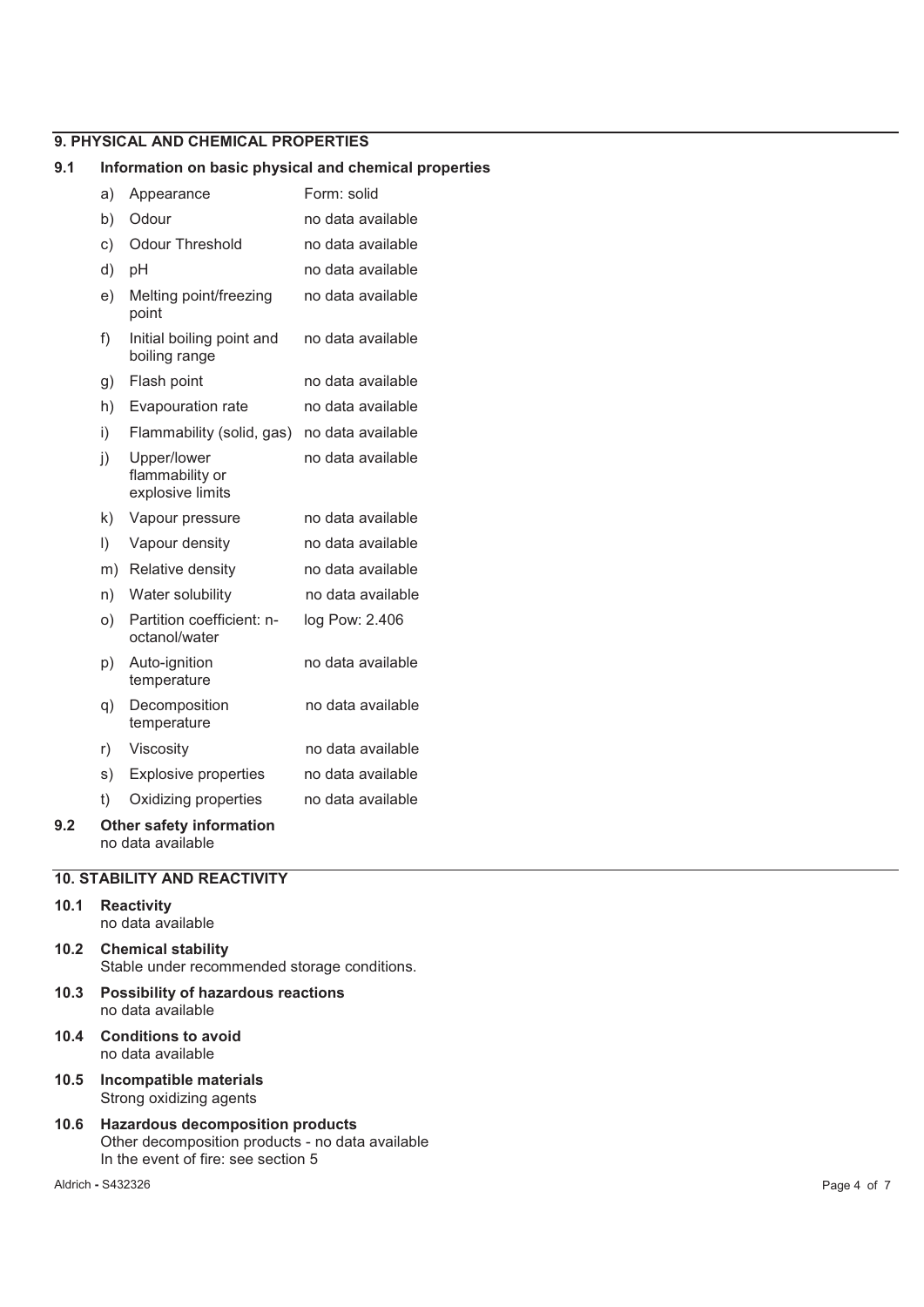## 9. PHYSICAL AND CHEMICAL PROPERTIES

### 9.1 Information on basic physical and chemical properties

| | Property | Value |
|---|---|---|
| a) | Appearance | Form: solid |
| b) | Odour | no data available |
| c) | Odour Threshold | no data available |
| d) | pH | no data available |
| e) | Melting point/freezing point | no data available |
| f) | Initial boiling point and boiling range | no data available |
| g) | Flash point | no data available |
| h) | Evapouration rate | no data available |
| i) | Flammability (solid, gas) | no data available |
| j) | Upper/lower flammability or explosive limits | no data available |
| k) | Vapour pressure | no data available |
| l) | Vapour density | no data available |
| m) | Relative density | no data available |
| n) | Water solubility | no data available |
| o) | Partition coefficient: n-octanol/water | log Pow: 2.406 |
| p) | Auto-ignition temperature | no data available |
| q) | Decomposition temperature | no data available |
| r) | Viscosity | no data available |
| s) | Explosive properties | no data available |
| t) | Oxidizing properties | no data available |

### 9.2 Other safety information

no data available

## 10. STABILITY AND REACTIVITY

### 10.1 Reactivity

no data available

### 10.2 Chemical stability

Stable under recommended storage conditions.

### 10.3 Possibility of hazardous reactions

no data available

### 10.4 Conditions to avoid

no data available

### 10.5 Incompatible materials

Strong oxidizing agents

### 10.6 Hazardous decomposition products

Other decomposition products - no data available
In the event of fire: see section 5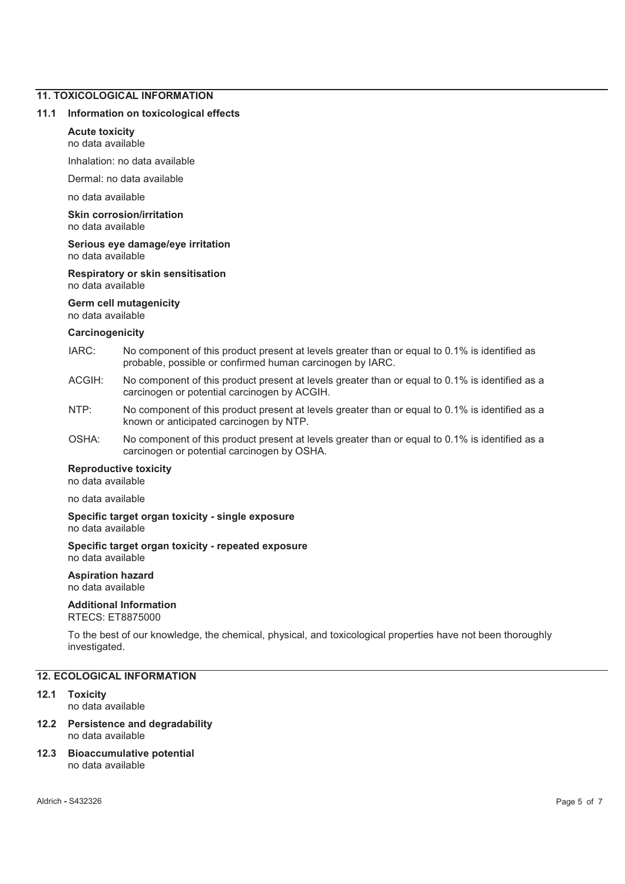## 11. TOXICOLOGICAL INFORMATION

### 11.1 Information on toxicological effects

**Acute toxicity**
no data available

Inhalation: no data available

Dermal: no data available

no data available

**Skin corrosion/irritation**
no data available

**Serious eye damage/eye irritation**
no data available

**Respiratory or skin sensitisation**
no data available

**Germ cell mutagenicity**
no data available

**Carcinogenicity**

IARC: No component of this product present at levels greater than or equal to 0.1% is identified as probable, possible or confirmed human carcinogen by IARC.

ACGIH: No component of this product present at levels greater than or equal to 0.1% is identified as a carcinogen or potential carcinogen by ACGIH.

NTP: No component of this product present at levels greater than or equal to 0.1% is identified as a known or anticipated carcinogen by NTP.

OSHA: No component of this product present at levels greater than or equal to 0.1% is identified as a carcinogen or potential carcinogen by OSHA.

**Reproductive toxicity**
no data available

no data available

**Specific target organ toxicity - single exposure**
no data available

**Specific target organ toxicity - repeated exposure**
no data available

**Aspiration hazard**
no data available

**Additional Information**
RTECS: ET8875000

To the best of our knowledge, the chemical, physical, and toxicological properties have not been thoroughly investigated.

## 12. ECOLOGICAL INFORMATION

### 12.1 Toxicity
no data available

### 12.2 Persistence and degradability
no data available

### 12.3 Bioaccumulative potential
no data available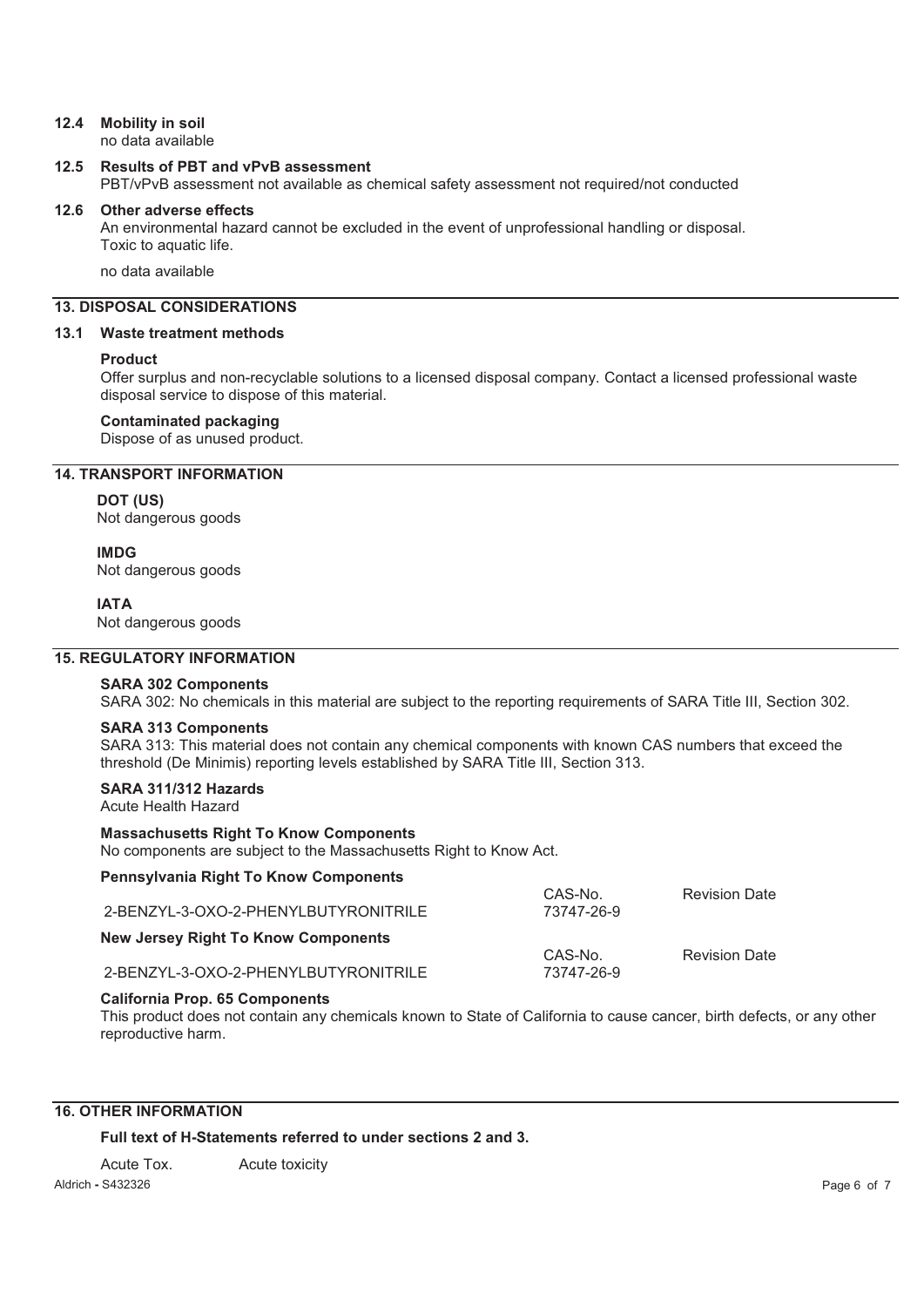### 12.4 Mobility in soil

no data available

### 12.5 Results of PBT and vPvB assessment

PBT/vPvB assessment not available as chemical safety assessment not required/not conducted

### 12.6 Other adverse effects

An environmental hazard cannot be excluded in the event of unprofessional handling or disposal.
Toxic to aquatic life.

no data available

## 13. DISPOSAL CONSIDERATIONS

### 13.1 Waste treatment methods

**Product**

Offer surplus and non-recyclable solutions to a licensed disposal company. Contact a licensed professional waste disposal service to dispose of this material.

**Contaminated packaging**

Dispose of as unused product.

## 14. TRANSPORT INFORMATION

**DOT (US)**

Not dangerous goods

**IMDG**

Not dangerous goods

**IATA**

Not dangerous goods

## 15. REGULATORY INFORMATION

**SARA 302 Components**

SARA 302: No chemicals in this material are subject to the reporting requirements of SARA Title III, Section 302.

**SARA 313 Components**

SARA 313: This material does not contain any chemical components with known CAS numbers that exceed the threshold (De Minimis) reporting levels established by SARA Title III, Section 313.

**SARA 311/312 Hazards**

Acute Health Hazard

**Massachusetts Right To Know Components**

No components are subject to the Massachusetts Right to Know Act.

**Pennsylvania Right To Know Components**

| | CAS-No. | Revision Date |
|---|---|---|
| 2-BENZYL-3-OXO-2-PHENYLBUTYRONITRILE | 73747-26-9 | |

**New Jersey Right To Know Components**

| | CAS-No. | Revision Date |
|---|---|---|
| 2-BENZYL-3-OXO-2-PHENYLBUTYRONITRILE | 73747-26-9 | |

**California Prop. 65 Components**

This product does not contain any chemicals known to State of California to cause cancer, birth defects, or any other reproductive harm.

## 16. OTHER INFORMATION

**Full text of H-Statements referred to under sections 2 and 3.**

Acute Tox. Acute toxicity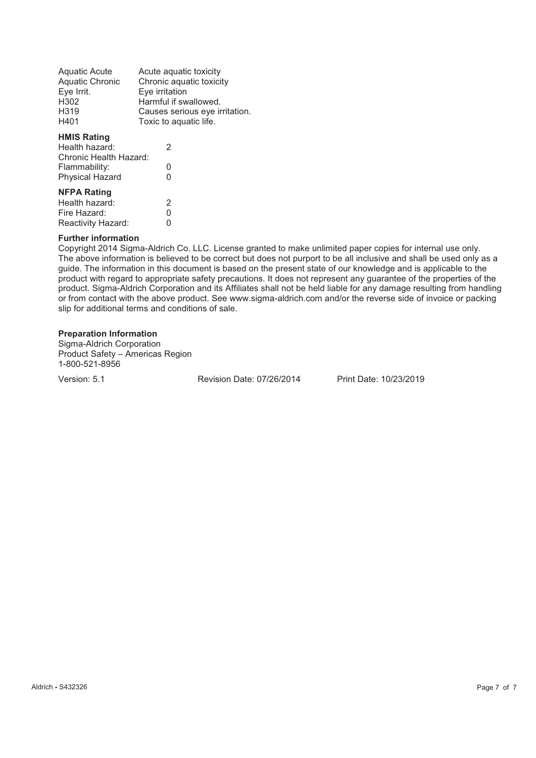| | |
|---|---|
| Aquatic Acute | Acute aquatic toxicity |
| Aquatic Chronic | Chronic aquatic toxicity |
| Eye Irrit. | Eye irritation |
| H302 | Harmful if swallowed. |
| H319 | Causes serious eye irritation. |
| H401 | Toxic to aquatic life. |

**HMIS Rating**

| | |
|---|---|
| Health hazard: | 2 |
| Chronic Health Hazard: | |
| Flammability: | 0 |
| Physical Hazard | 0 |

**NFPA Rating**

| | |
|---|---|
| Health hazard: | 2 |
| Fire Hazard: | 0 |
| Reactivity Hazard: | 0 |

**Further information**

Copyright 2014 Sigma-Aldrich Co. LLC. License granted to make unlimited paper copies for internal use only. The above information is believed to be correct but does not purport to be all inclusive and shall be used only as a guide. The information in this document is based on the present state of our knowledge and is applicable to the product with regard to appropriate safety precautions. It does not represent any guarantee of the properties of the product. Sigma-Aldrich Corporation and its Affiliates shall not be held liable for any damage resulting from handling or from contact with the above product. See www.sigma-aldrich.com and/or the reverse side of invoice or packing slip for additional terms and conditions of sale.

**Preparation Information**

Sigma-Aldrich Corporation
Product Safety – Americas Region
1-800-521-8956

Version: 5.1 Revision Date: 07/26/2014 Print Date: 10/23/2019